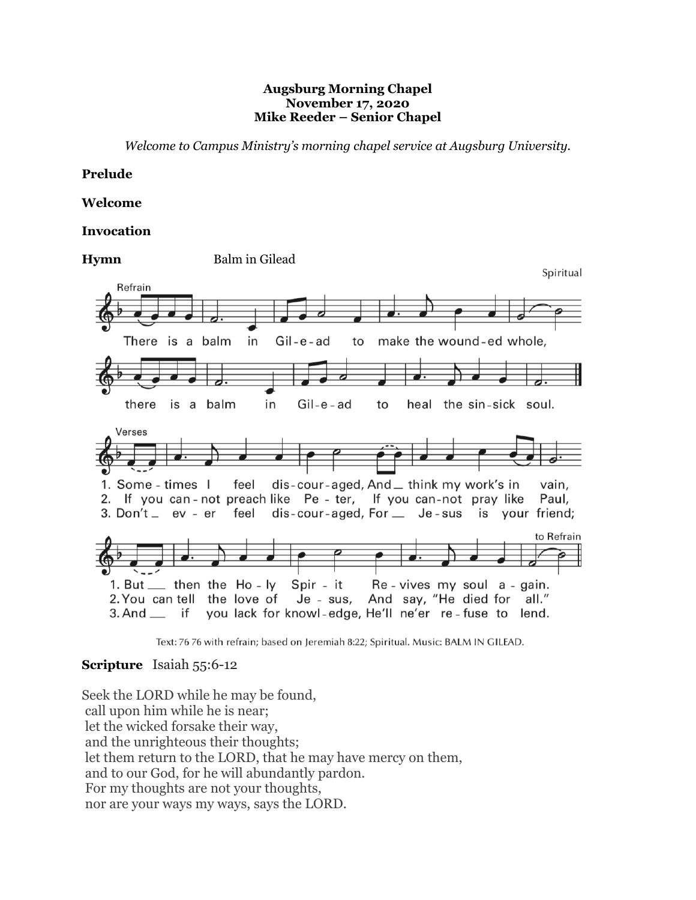**Augsburg Morning Chapel**
**November 17, 2020**
**Mike Reeder – Senior Chapel**

*Welcome to Campus Ministry's morning chapel service at Augsburg University.*

**Prelude**

**Welcome**

**Invocation**

**Hymn** Balm in Gilead

Spiritual

Refrain

There is a balm in Gil-e-ad to make the wound-ed whole,
there is a balm in Gil-e-ad to heal the sin-sick soul.

Verses

1. Some-times I feel dis-cour-aged, And __ think my work's in vain,
But __ then the Ho-ly Spir-it Re-vives my soul a-gain.
2. If you can-not preach like Pe-ter, If you can-not pray like Paul,
You can tell the love of Je-sus, And say, "He died for all."
3. Don't __ ev-er feel dis-cour-aged, For __ Je-sus is your friend;
And __ if you lack for knowl-edge, He'll ne'er re-fuse to lend.

to Refrain

Text: 76 76 with refrain; based on Jeremiah 8:22; Spiritual. Music: BALM IN GILEAD.

**Scripture** Isaiah 55:6-12

Seek the LORD while he may be found,
call upon him while he is near;
let the wicked forsake their way,
and the unrighteous their thoughts;
let them return to the LORD, that he may have mercy on them,
and to our God, for he will abundantly pardon.
For my thoughts are not your thoughts,
nor are your ways my ways, says the LORD.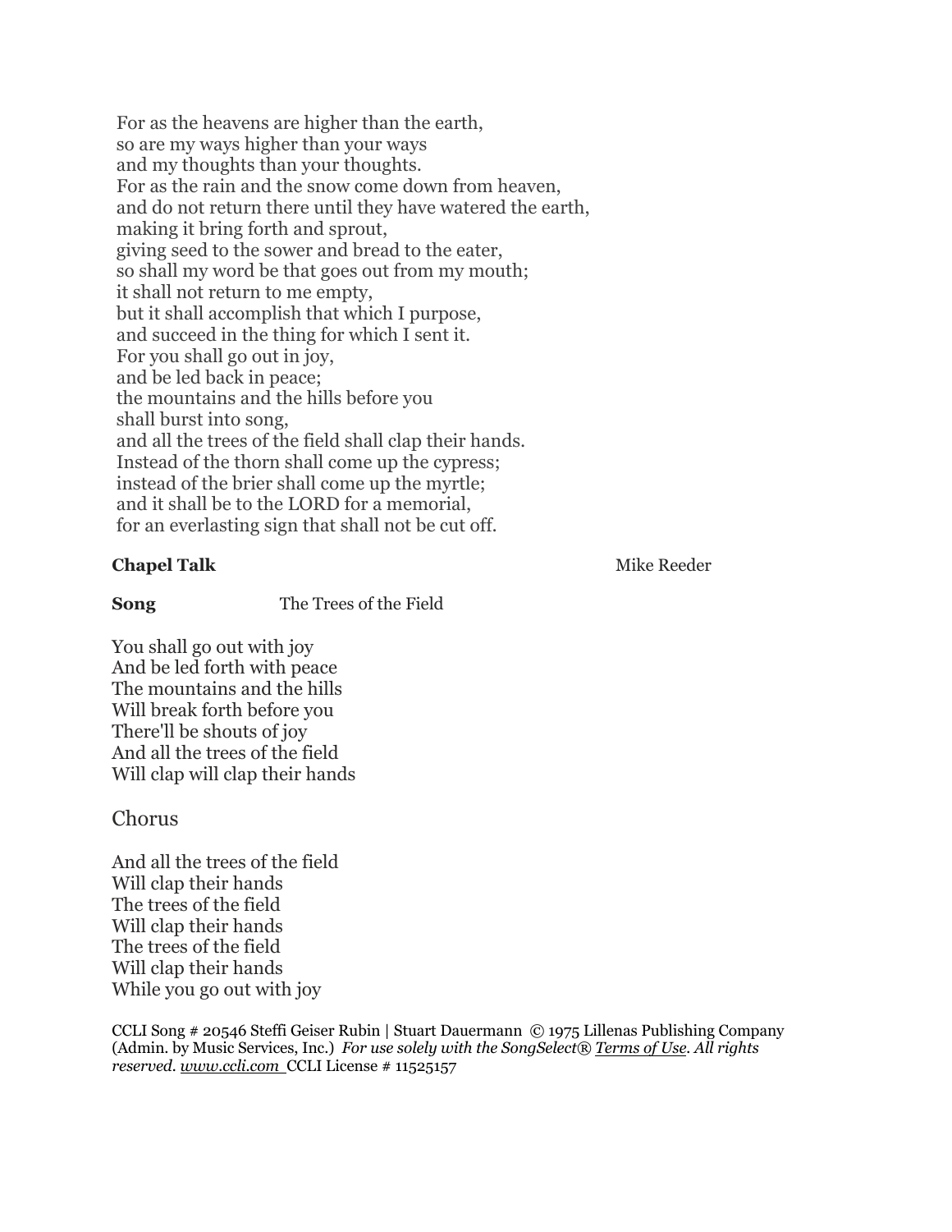For as the heavens are higher than the earth,
so are my ways higher than your ways
and my thoughts than your thoughts.
For as the rain and the snow come down from heaven,
and do not return there until they have watered the earth,
making it bring forth and sprout,
giving seed to the sower and bread to the eater,
so shall my word be that goes out from my mouth;
it shall not return to me empty,
but it shall accomplish that which I purpose,
and succeed in the thing for which I sent it.
For you shall go out in joy,
and be led back in peace;
the mountains and the hills before you
shall burst into song,
and all the trees of the field shall clap their hands.
Instead of the thorn shall come up the cypress;
instead of the brier shall come up the myrtle;
and it shall be to the LORD for a memorial,
for an everlasting sign that shall not be cut off.

**Chapel Talk** Mike Reeder

**Song** The Trees of the Field

You shall go out with joy
And be led forth with peace
The mountains and the hills
Will break forth before you
There'll be shouts of joy
And all the trees of the field
Will clap will clap their hands

Chorus

And all the trees of the field
Will clap their hands
The trees of the field
Will clap their hands
The trees of the field
Will clap their hands
While you go out with joy

CCLI Song # 20546 Steffi Geiser Rubin | Stuart Dauermann © 1975 Lillenas Publishing Company (Admin. by Music Services, Inc.) *For use solely with the SongSelect® Terms of Use. All rights reserved. www.ccli.com* CCLI License # 11525157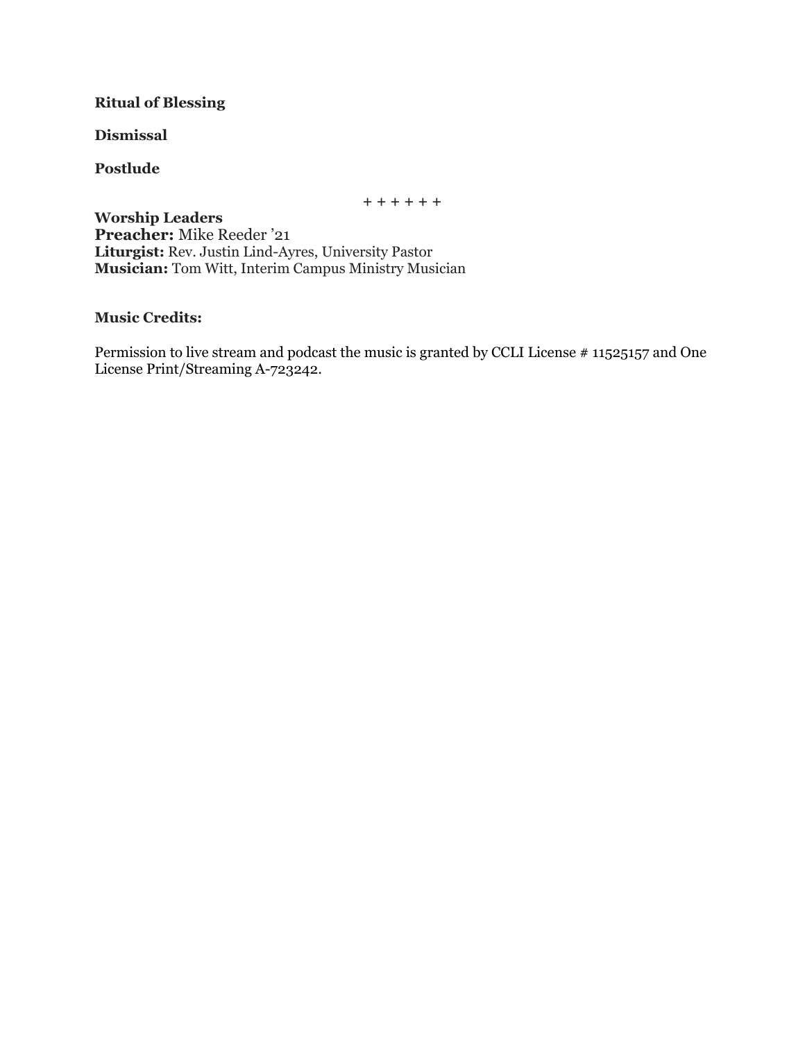**Ritual of Blessing**

**Dismissal**

**Postlude**

+ + + + + +

**Worship Leaders**
**Preacher:** Mike Reeder ’21
**Liturgist:** Rev. Justin Lind-Ayres, University Pastor
**Musician:** Tom Witt, Interim Campus Ministry Musician

**Music Credits:**

Permission to live stream and podcast the music is granted by CCLI License # 11525157 and One License Print/Streaming A-723242.